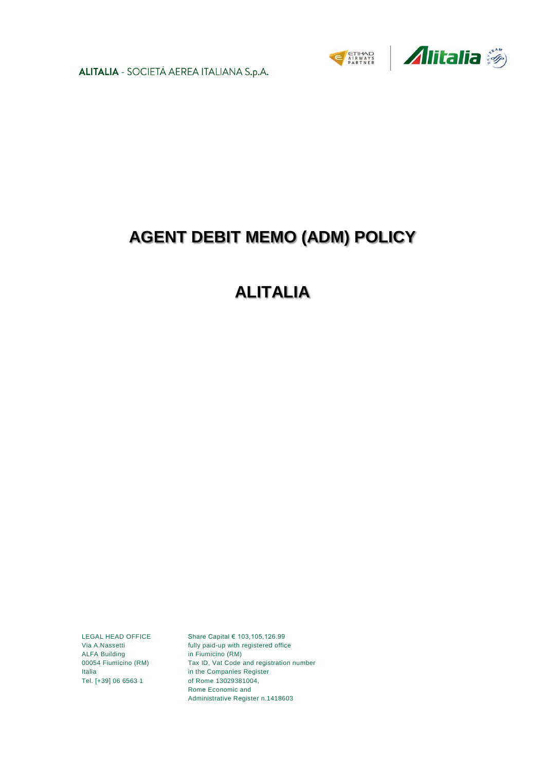ALITALIA - SOCIETÀ AEREA ITALIANA S.p.A.

# AGENT DEBIT MEMO (ADM) POLICY

# ALITALIA

LEGAL HEAD OFFICE
Via A.Nassetti
ALFA Building
00054 Fiumicino (RM)
Italia
Tel. [+39] 06 6563 1

Share Capital € 103,105,126.99
fully paid-up with registered office
in Fiumicino (RM)
Tax ID, Vat Code and registration number
in the Companies Register
of Rome 13029381004,
Rome Economic and
Administrative Register n.1418603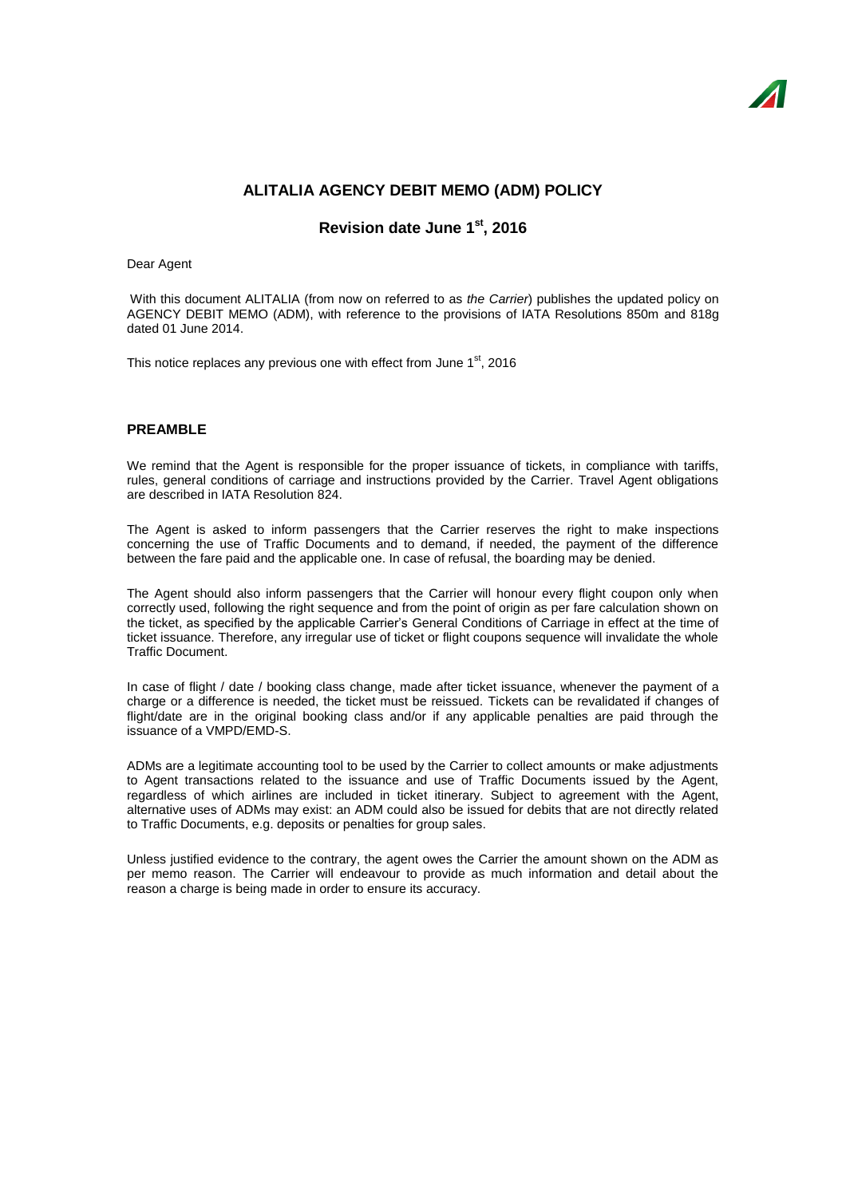## ALITALIA AGENCY DEBIT MEMO (ADM) POLICY

### Revision date June 1st, 2016

Dear Agent

With this document ALITALIA (from now on referred to as *the Carrier*) publishes the updated policy on AGENCY DEBIT MEMO (ADM), with reference to the provisions of IATA Resolutions 850m and 818g dated 01 June 2014.

This notice replaces any previous one with effect from June 1st, 2016

### PREAMBLE

We remind that the Agent is responsible for the proper issuance of tickets, in compliance with tariffs, rules, general conditions of carriage and instructions provided by the Carrier. Travel Agent obligations are described in IATA Resolution 824.

The Agent is asked to inform passengers that the Carrier reserves the right to make inspections concerning the use of Traffic Documents and to demand, if needed, the payment of the difference between the fare paid and the applicable one. In case of refusal, the boarding may be denied.

The Agent should also inform passengers that the Carrier will honour every flight coupon only when correctly used, following the right sequence and from the point of origin as per fare calculation shown on the ticket, as specified by the applicable Carrier's General Conditions of Carriage in effect at the time of ticket issuance. Therefore, any irregular use of ticket or flight coupons sequence will invalidate the whole Traffic Document.

In case of flight / date / booking class change, made after ticket issuance, whenever the payment of a charge or a difference is needed, the ticket must be reissued. Tickets can be revalidated if changes of flight/date are in the original booking class and/or if any applicable penalties are paid through the issuance of a VMPD/EMD-S.

ADMs are a legitimate accounting tool to be used by the Carrier to collect amounts or make adjustments to Agent transactions related to the issuance and use of Traffic Documents issued by the Agent, regardless of which airlines are included in ticket itinerary. Subject to agreement with the Agent, alternative uses of ADMs may exist: an ADM could also be issued for debits that are not directly related to Traffic Documents, e.g. deposits or penalties for group sales.

Unless justified evidence to the contrary, the agent owes the Carrier the amount shown on the ADM as per memo reason. The Carrier will endeavour to provide as much information and detail about the reason a charge is being made in order to ensure its accuracy.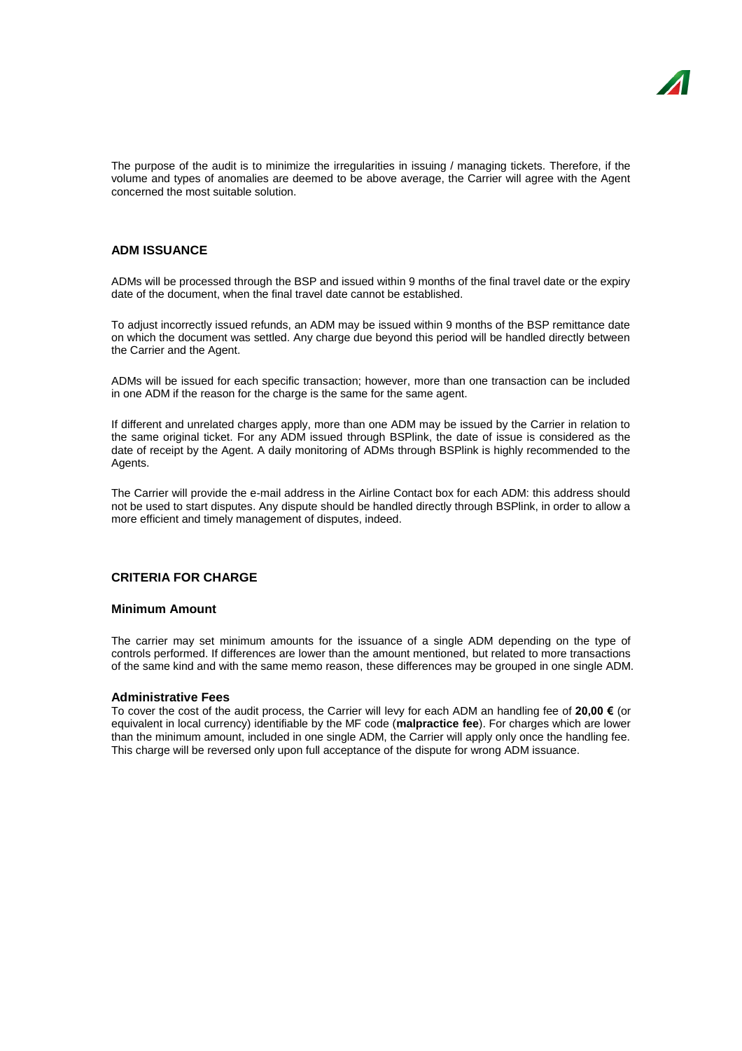The purpose of the audit is to minimize the irregularities in issuing / managing tickets. Therefore, if the volume and types of anomalies are deemed to be above average, the Carrier will agree with the Agent concerned the most suitable solution.

## ADM ISSUANCE

ADMs will be processed through the BSP and issued within 9 months of the final travel date or the expiry date of the document, when the final travel date cannot be established.

To adjust incorrectly issued refunds, an ADM may be issued within 9 months of the BSP remittance date on which the document was settled. Any charge due beyond this period will be handled directly between the Carrier and the Agent.

ADMs will be issued for each specific transaction; however, more than one transaction can be included in one ADM if the reason for the charge is the same for the same agent.

If different and unrelated charges apply, more than one ADM may be issued by the Carrier in relation to the same original ticket. For any ADM issued through BSPlink, the date of issue is considered as the date of receipt by the Agent. A daily monitoring of ADMs through BSPlink is highly recommended to the Agents.

The Carrier will provide the e-mail address in the Airline Contact box for each ADM: this address should not be used to start disputes. Any dispute should be handled directly through BSPlink, in order to allow a more efficient and timely management of disputes, indeed.

## CRITERIA FOR CHARGE

### Minimum Amount

The carrier may set minimum amounts for the issuance of a single ADM depending on the type of controls performed. If differences are lower than the amount mentioned, but related to more transactions of the same kind and with the same memo reason, these differences may be grouped in one single ADM.

### Administrative Fees

To cover the cost of the audit process, the Carrier will levy for each ADM an handling fee of **20,00 €** (or equivalent in local currency) identifiable by the MF code (**malpractice fee**). For charges which are lower than the minimum amount, included in one single ADM, the Carrier will apply only once the handling fee. This charge will be reversed only upon full acceptance of the dispute for wrong ADM issuance.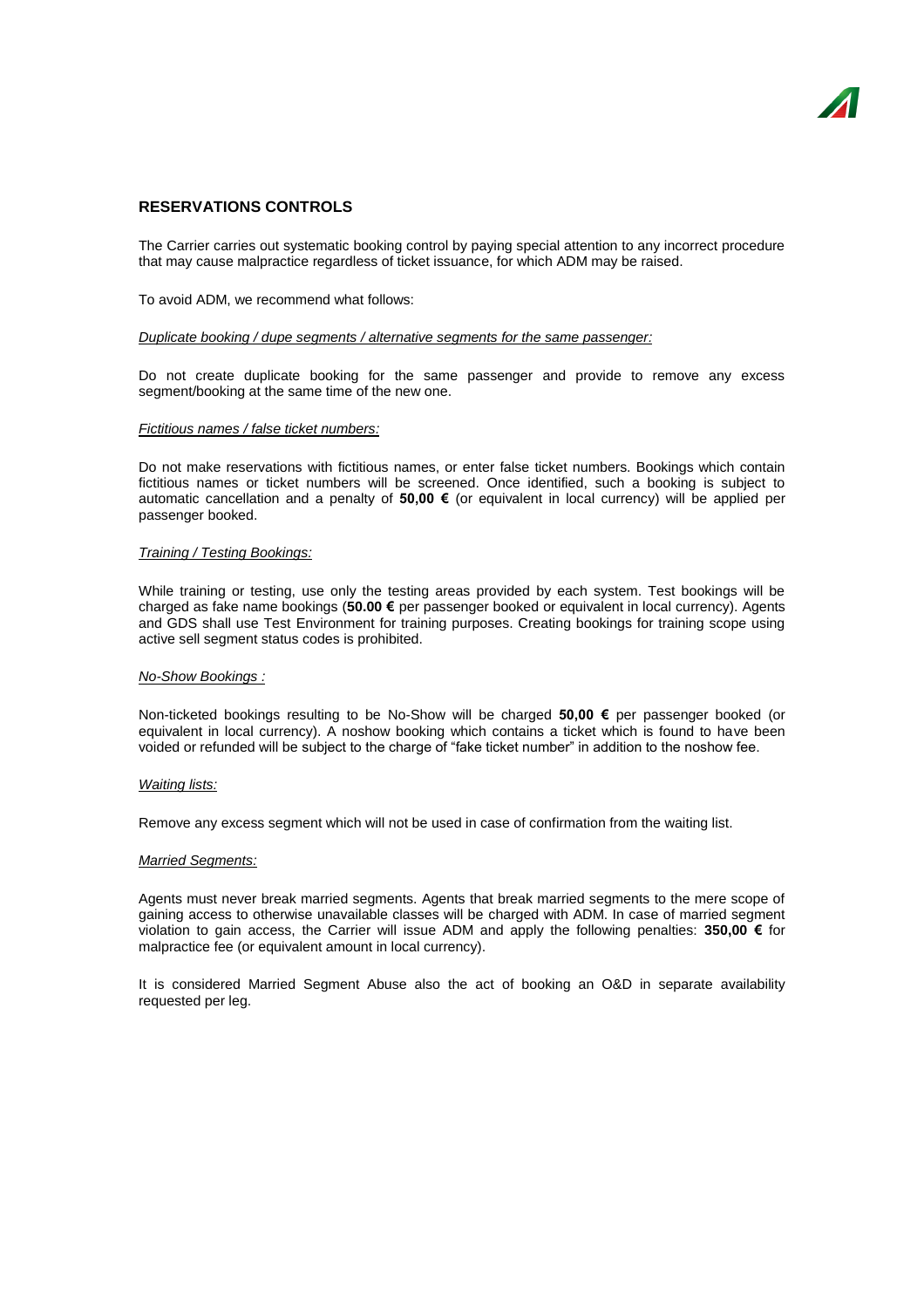## RESERVATIONS CONTROLS

The Carrier carries out systematic booking control by paying special attention to any incorrect procedure that may cause malpractice regardless of ticket issuance, for which ADM may be raised.

To avoid ADM, we recommend what follows:

*Duplicate booking / dupe segments / alternative segments for the same passenger:*

Do not create duplicate booking for the same passenger and provide to remove any excess segment/booking at the same time of the new one.

*Fictitious names / false ticket numbers:*

Do not make reservations with fictitious names, or enter false ticket numbers. Bookings which contain fictitious names or ticket numbers will be screened. Once identified, such a booking is subject to automatic cancellation and a penalty of **50,00 €** (or equivalent in local currency) will be applied per passenger booked.

*Training / Testing Bookings:*

While training or testing, use only the testing areas provided by each system. Test bookings will be charged as fake name bookings (**50.00 €** per passenger booked or equivalent in local currency). Agents and GDS shall use Test Environment for training purposes. Creating bookings for training scope using active sell segment status codes is prohibited.

*No-Show Bookings :*

Non-ticketed bookings resulting to be No-Show will be charged **50,00 €** per passenger booked (or equivalent in local currency). A noshow booking which contains a ticket which is found to have been voided or refunded will be subject to the charge of "fake ticket number" in addition to the noshow fee.

*Waiting lists:*

Remove any excess segment which will not be used in case of confirmation from the waiting list.

*Married Segments:*

Agents must never break married segments. Agents that break married segments to the mere scope of gaining access to otherwise unavailable classes will be charged with ADM. In case of married segment violation to gain access, the Carrier will issue ADM and apply the following penalties: **350,00 €** for malpractice fee (or equivalent amount in local currency).

It is considered Married Segment Abuse also the act of booking an O&D in separate availability requested per leg.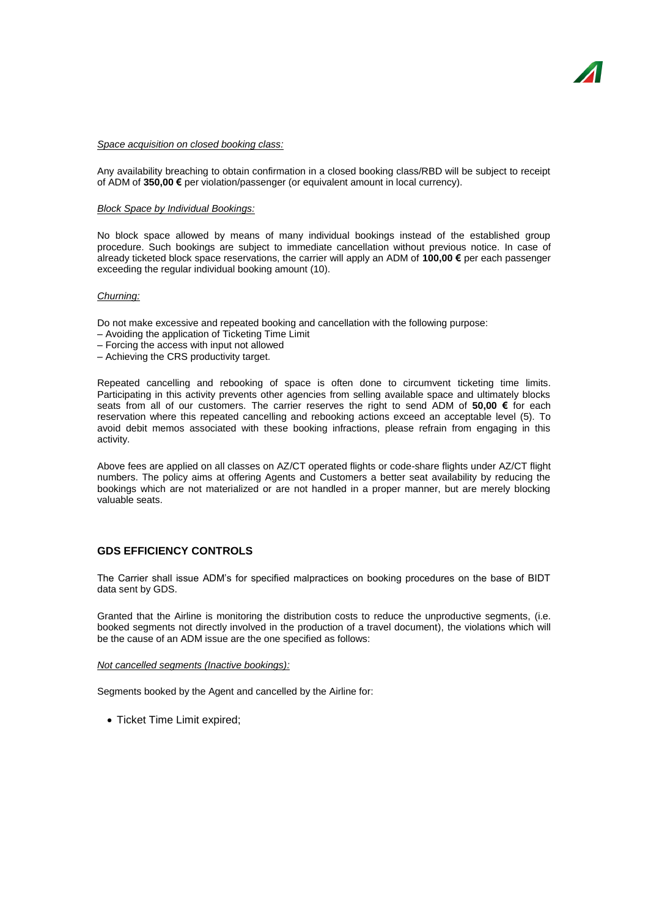*Space acquisition on closed booking class:*

Any availability breaching to obtain confirmation in a closed booking class/RBD will be subject to receipt of ADM of **350,00 €** per violation/passenger (or equivalent amount in local currency).

*Block Space by Individual Bookings:*

No block space allowed by means of many individual bookings instead of the established group procedure. Such bookings are subject to immediate cancellation without previous notice. In case of already ticketed block space reservations, the carrier will apply an ADM of **100,00 €** per each passenger exceeding the regular individual booking amount (10).

*Churning:*

Do not make excessive and repeated booking and cancellation with the following purpose:
– Avoiding the application of Ticketing Time Limit
– Forcing the access with input not allowed
– Achieving the CRS productivity target.

Repeated cancelling and rebooking of space is often done to circumvent ticketing time limits. Participating in this activity prevents other agencies from selling available space and ultimately blocks seats from all of our customers. The carrier reserves the right to send ADM of **50,00 €** for each reservation where this repeated cancelling and rebooking actions exceed an acceptable level (5). To avoid debit memos associated with these booking infractions, please refrain from engaging in this activity.

Above fees are applied on all classes on AZ/CT operated flights or code-share flights under AZ/CT flight numbers. The policy aims at offering Agents and Customers a better seat availability by reducing the bookings which are not materialized or are not handled in a proper manner, but are merely blocking valuable seats.

## GDS EFFICIENCY CONTROLS

The Carrier shall issue ADM's for specified malpractices on booking procedures on the base of BIDT data sent by GDS.

Granted that the Airline is monitoring the distribution costs to reduce the unproductive segments, (i.e. booked segments not directly involved in the production of a travel document), the violations which will be the cause of an ADM issue are the one specified as follows:

*Not cancelled segments (Inactive bookings):*

Segments booked by the Agent and cancelled by the Airline for:

- Ticket Time Limit expired;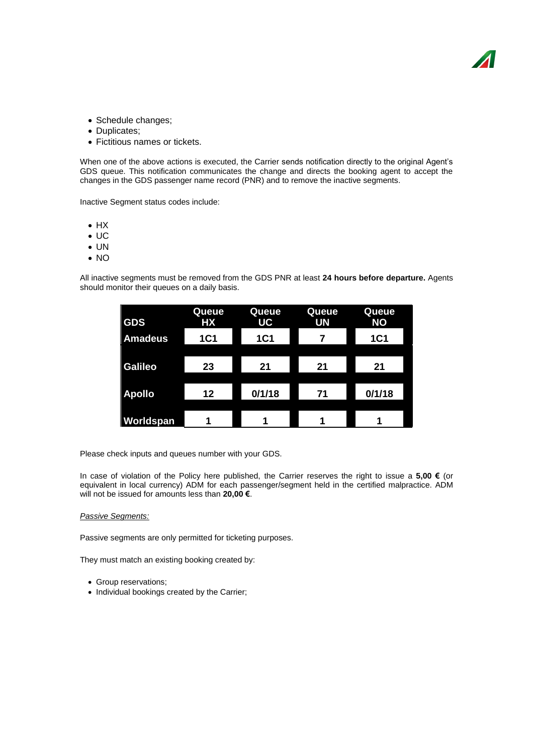- Schedule changes;
- Duplicates;
- Fictitious names or tickets.

When one of the above actions is executed, the Carrier sends notification directly to the original Agent's GDS queue. This notification communicates the change and directs the booking agent to accept the changes in the GDS passenger name record (PNR) and to remove the inactive segments.

Inactive Segment status codes include:

- HX
- UC
- UN
- NO

All inactive segments must be removed from the GDS PNR at least **24 hours before departure.** Agents should monitor their queues on a daily basis.

| GDS | Queue HX | Queue UC | Queue UN | Queue NO |
|---|---|---|---|---|
| Amadeus | 1C1 | 1C1 | 7 | 1C1 |
| Galileo | 23 | 21 | 21 | 21 |
| Apollo | 12 | 0/1/18 | 71 | 0/1/18 |
| Worldspan | 1 | 1 | 1 | 1 |

Please check inputs and queues number with your GDS.

In case of violation of the Policy here published, the Carrier reserves the right to issue a **5,00 €** (or equivalent in local currency) ADM for each passenger/segment held in the certified malpractice. ADM will not be issued for amounts less than **20,00 €**.

*Passive Segments:*

Passive segments are only permitted for ticketing purposes.

They must match an existing booking created by:

- Group reservations;
- Individual bookings created by the Carrier;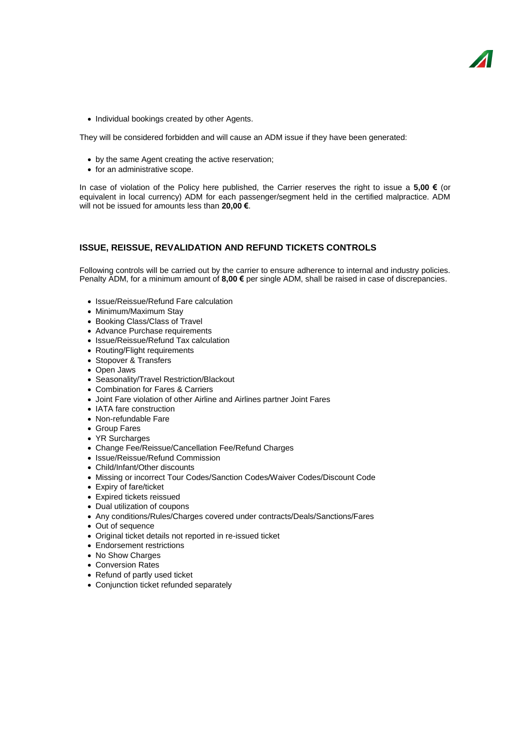- Individual bookings created by other Agents.

They will be considered forbidden and will cause an ADM issue if they have been generated:

- by the same Agent creating the active reservation;
- for an administrative scope.

In case of violation of the Policy here published, the Carrier reserves the right to issue a **5,00 €** (or equivalent in local currency) ADM for each passenger/segment held in the certified malpractice. ADM will not be issued for amounts less than **20,00 €**.

## ISSUE, REISSUE, REVALIDATION AND REFUND TICKETS CONTROLS

Following controls will be carried out by the carrier to ensure adherence to internal and industry policies. Penalty ADM, for a minimum amount of **8,00 €** per single ADM, shall be raised in case of discrepancies.

- Issue/Reissue/Refund Fare calculation
- Minimum/Maximum Stay
- Booking Class/Class of Travel
- Advance Purchase requirements
- Issue/Reissue/Refund Tax calculation
- Routing/Flight requirements
- Stopover & Transfers
- Open Jaws
- Seasonality/Travel Restriction/Blackout
- Combination for Fares & Carriers
- Joint Fare violation of other Airline and Airlines partner Joint Fares
- IATA fare construction
- Non-refundable Fare
- Group Fares
- YR Surcharges
- Change Fee/Reissue/Cancellation Fee/Refund Charges
- Issue/Reissue/Refund Commission
- Child/Infant/Other discounts
- Missing or incorrect Tour Codes/Sanction Codes/Waiver Codes/Discount Code
- Expiry of fare/ticket
- Expired tickets reissued
- Dual utilization of coupons
- Any conditions/Rules/Charges covered under contracts/Deals/Sanctions/Fares
- Out of sequence
- Original ticket details not reported in re-issued ticket
- Endorsement restrictions
- No Show Charges
- Conversion Rates
- Refund of partly used ticket
- Conjunction ticket refunded separately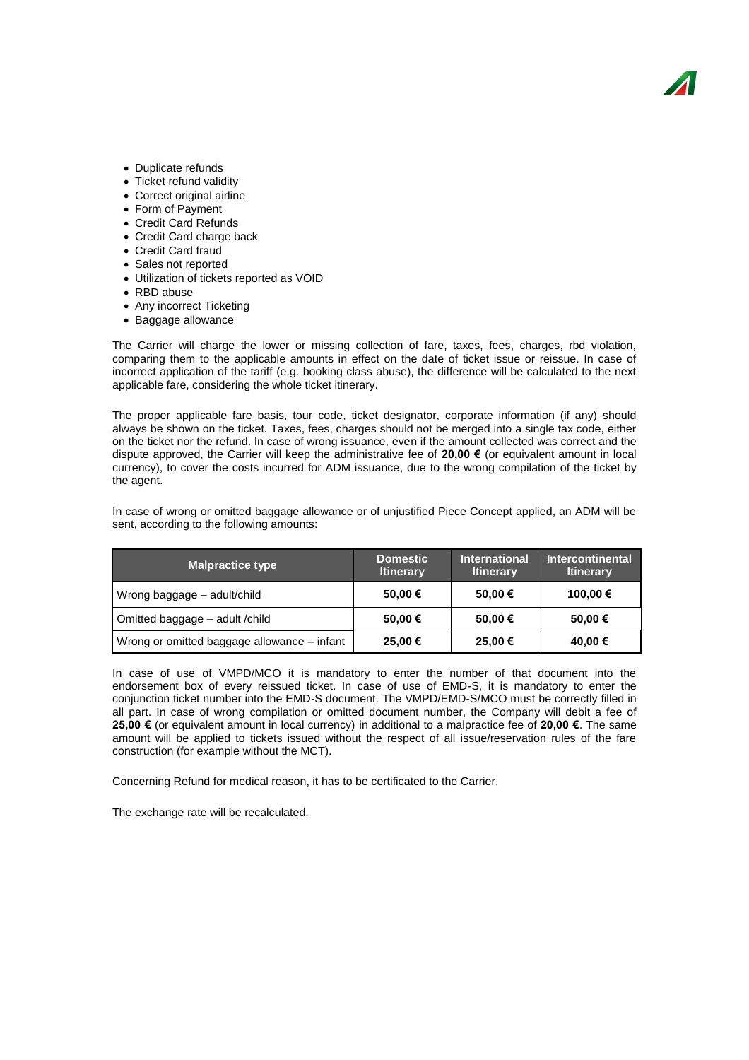- Duplicate refunds
- Ticket refund validity
- Correct original airline
- Form of Payment
- Credit Card Refunds
- Credit Card charge back
- Credit Card fraud
- Sales not reported
- Utilization of tickets reported as VOID
- RBD abuse
- Any incorrect Ticketing
- Baggage allowance

The Carrier will charge the lower or missing collection of fare, taxes, fees, charges, rbd violation, comparing them to the applicable amounts in effect on the date of ticket issue or reissue. In case of incorrect application of the tariff (e.g. booking class abuse), the difference will be calculated to the next applicable fare, considering the whole ticket itinerary.

The proper applicable fare basis, tour code, ticket designator, corporate information (if any) should always be shown on the ticket. Taxes, fees, charges should not be merged into a single tax code, either on the ticket nor the refund. In case of wrong issuance, even if the amount collected was correct and the dispute approved, the Carrier will keep the administrative fee of **20,00 €** (or equivalent amount in local currency), to cover the costs incurred for ADM issuance, due to the wrong compilation of the ticket by the agent.

In case of wrong or omitted baggage allowance or of unjustified Piece Concept applied, an ADM will be sent, according to the following amounts:

| Malpractice type | Domestic Itinerary | International Itinerary | Intercontinental Itinerary |
|---|---|---|---|
| Wrong baggage – adult/child | **50,00 €** | **50,00 €** | **100,00 €** |
| Omitted baggage – adult /child | **50,00 €** | **50,00 €** | **50,00 €** |
| Wrong or omitted baggage allowance – infant | **25,00 €** | **25,00 €** | **40,00 €** |

In case of use of VMPD/MCO it is mandatory to enter the number of that document into the endorsement box of every reissued ticket. In case of use of EMD-S, it is mandatory to enter the conjunction ticket number into the EMD-S document. The VMPD/EMD-S/MCO must be correctly filled in all part. In case of wrong compilation or omitted document number, the Company will debit a fee of **25,00 €** (or equivalent amount in local currency) in additional to a malpractice fee of **20,00 €**. The same amount will be applied to tickets issued without the respect of all issue/reservation rules of the fare construction (for example without the MCT).

Concerning Refund for medical reason, it has to be certificated to the Carrier.

The exchange rate will be recalculated.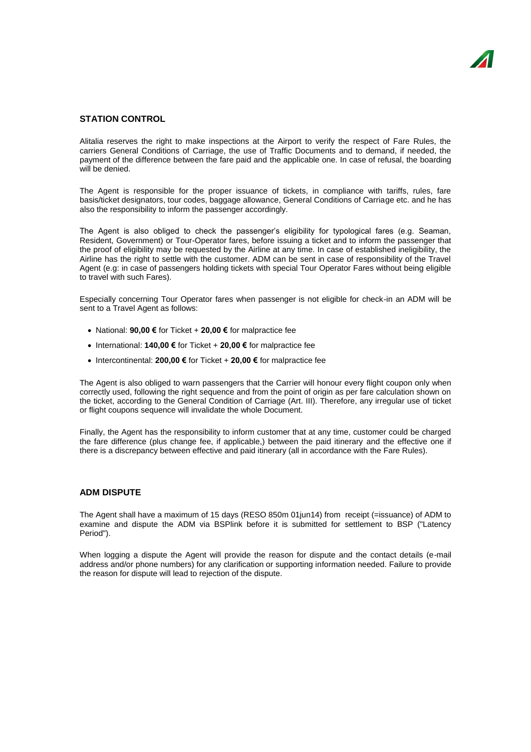## STATION CONTROL

Alitalia reserves the right to make inspections at the Airport to verify the respect of Fare Rules, the carriers General Conditions of Carriage, the use of Traffic Documents and to demand, if needed, the payment of the difference between the fare paid and the applicable one. In case of refusal, the boarding will be denied.

The Agent is responsible for the proper issuance of tickets, in compliance with tariffs, rules, fare basis/ticket designators, tour codes, baggage allowance, General Conditions of Carriage etc. and he has also the responsibility to inform the passenger accordingly.

The Agent is also obliged to check the passenger's eligibility for typological fares (e.g. Seaman, Resident, Government) or Tour-Operator fares, before issuing a ticket and to inform the passenger that the proof of eligibility may be requested by the Airline at any time. In case of established ineligibility, the Airline has the right to settle with the customer. ADM can be sent in case of responsibility of the Travel Agent (e.g: in case of passengers holding tickets with special Tour Operator Fares without being eligible to travel with such Fares).

Especially concerning Tour Operator fares when passenger is not eligible for check-in an ADM will be sent to a Travel Agent as follows:

- National: **90,00 €** for Ticket + **20,00 €** for malpractice fee
- International: **140,00 €** for Ticket + **20,00 €** for malpractice fee
- Intercontinental: **200,00 €** for Ticket + **20,00 €** for malpractice fee

The Agent is also obliged to warn passengers that the Carrier will honour every flight coupon only when correctly used, following the right sequence and from the point of origin as per fare calculation shown on the ticket, according to the General Condition of Carriage (Art. III). Therefore, any irregular use of ticket or flight coupons sequence will invalidate the whole Document.

Finally, the Agent has the responsibility to inform customer that at any time, customer could be charged the fare difference (plus change fee, if applicable,) between the paid itinerary and the effective one if there is a discrepancy between effective and paid itinerary (all in accordance with the Fare Rules).

## ADM DISPUTE

The Agent shall have a maximum of 15 days (RESO 850m 01jun14) from receipt (=issuance) of ADM to examine and dispute the ADM via BSPlink before it is submitted for settlement to BSP ("Latency Period").

When logging a dispute the Agent will provide the reason for dispute and the contact details (e-mail address and/or phone numbers) for any clarification or supporting information needed. Failure to provide the reason for dispute will lead to rejection of the dispute.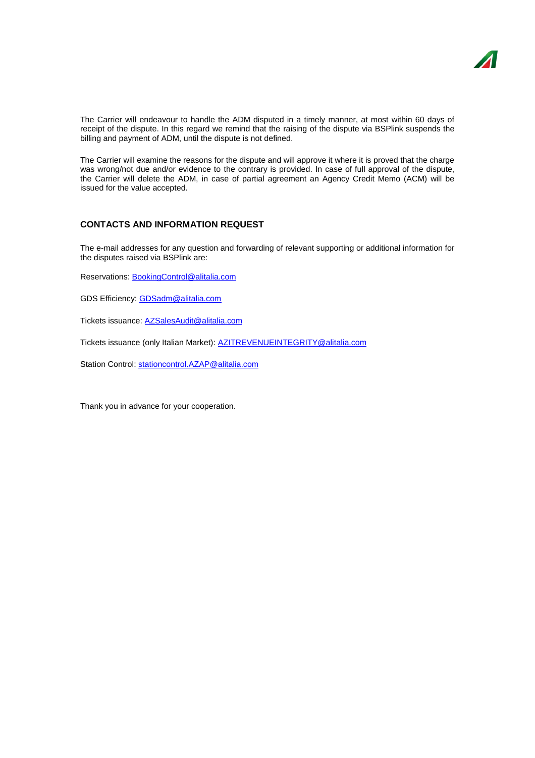The Carrier will endeavour to handle the ADM disputed in a timely manner, at most within 60 days of receipt of the dispute. In this regard we remind that the raising of the dispute via BSPlink suspends the billing and payment of ADM, until the dispute is not defined.

The Carrier will examine the reasons for the dispute and will approve it where it is proved that the charge was wrong/not due and/or evidence to the contrary is provided. In case of full approval of the dispute, the Carrier will delete the ADM, in case of partial agreement an Agency Credit Memo (ACM) will be issued for the value accepted.

## CONTACTS AND INFORMATION REQUEST

The e-mail addresses for any question and forwarding of relevant supporting or additional information for the disputes raised via BSPlink are:

Reservations: BookingControl@alitalia.com

GDS Efficiency: GDSadm@alitalia.com

Tickets issuance: AZSalesAudit@alitalia.com

Tickets issuance (only Italian Market): AZITREVENUEINTEGRITY@alitalia.com

Station Control: stationcontrol.AZAP@alitalia.com

Thank you in advance for your cooperation.